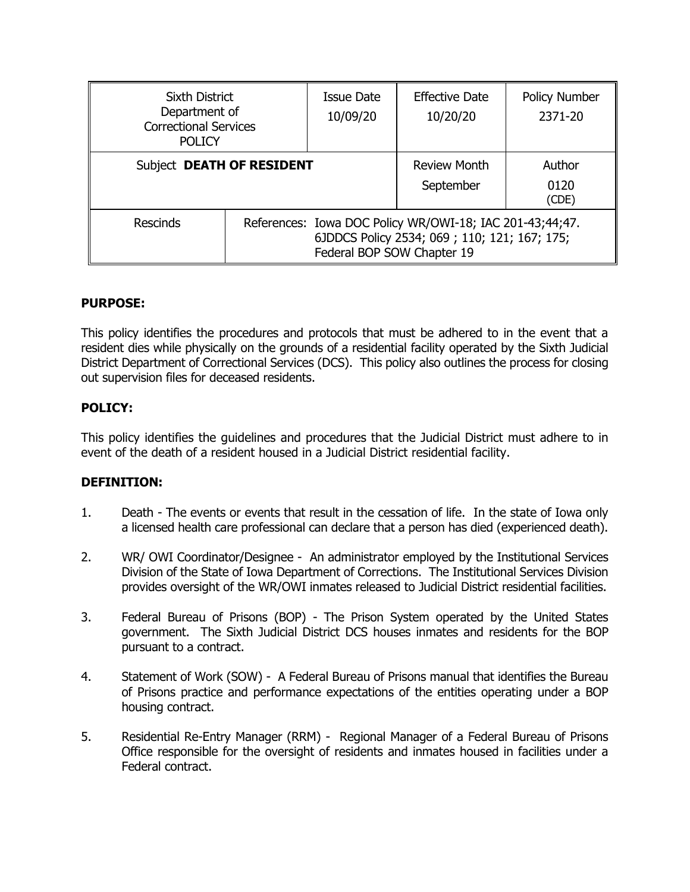| Sixth District Department of Correctional Services POLICY | | Issue Date 10/09/20 | Effective Date 10/20/20 | Policy Number 2371-20 |
|---|---|---|---|---|
| Subject **DEATH OF RESIDENT** | | | Review Month September | Author 0120 (CDE) |
| Rescinds | References: Iowa DOC Policy WR/OWI-18; IAC 201-43;44;47. 6JDDCS Policy 2534; 069 ; 110; 121; 167; 175; Federal BOP SOW Chapter 19 | | | |

**PURPOSE:**

This policy identifies the procedures and protocols that must be adhered to in the event that a resident dies while physically on the grounds of a residential facility operated by the Sixth Judicial District Department of Correctional Services (DCS). This policy also outlines the process for closing out supervision files for deceased residents.

**POLICY:**

This policy identifies the guidelines and procedures that the Judicial District must adhere to in event of the death of a resident housed in a Judicial District residential facility.

**DEFINITION:**

1. Death - The events or events that result in the cessation of life. In the state of Iowa only a licensed health care professional can declare that a person has died (experienced death).

2. WR/ OWI Coordinator/Designee - An administrator employed by the Institutional Services Division of the State of Iowa Department of Corrections. The Institutional Services Division provides oversight of the WR/OWI inmates released to Judicial District residential facilities.

3. Federal Bureau of Prisons (BOP) - The Prison System operated by the United States government. The Sixth Judicial District DCS houses inmates and residents for the BOP pursuant to a contract.

4. Statement of Work (SOW) - A Federal Bureau of Prisons manual that identifies the Bureau of Prisons practice and performance expectations of the entities operating under a BOP housing contract.

5. Residential Re-Entry Manager (RRM) - Regional Manager of a Federal Bureau of Prisons Office responsible for the oversight of residents and inmates housed in facilities under a Federal contract.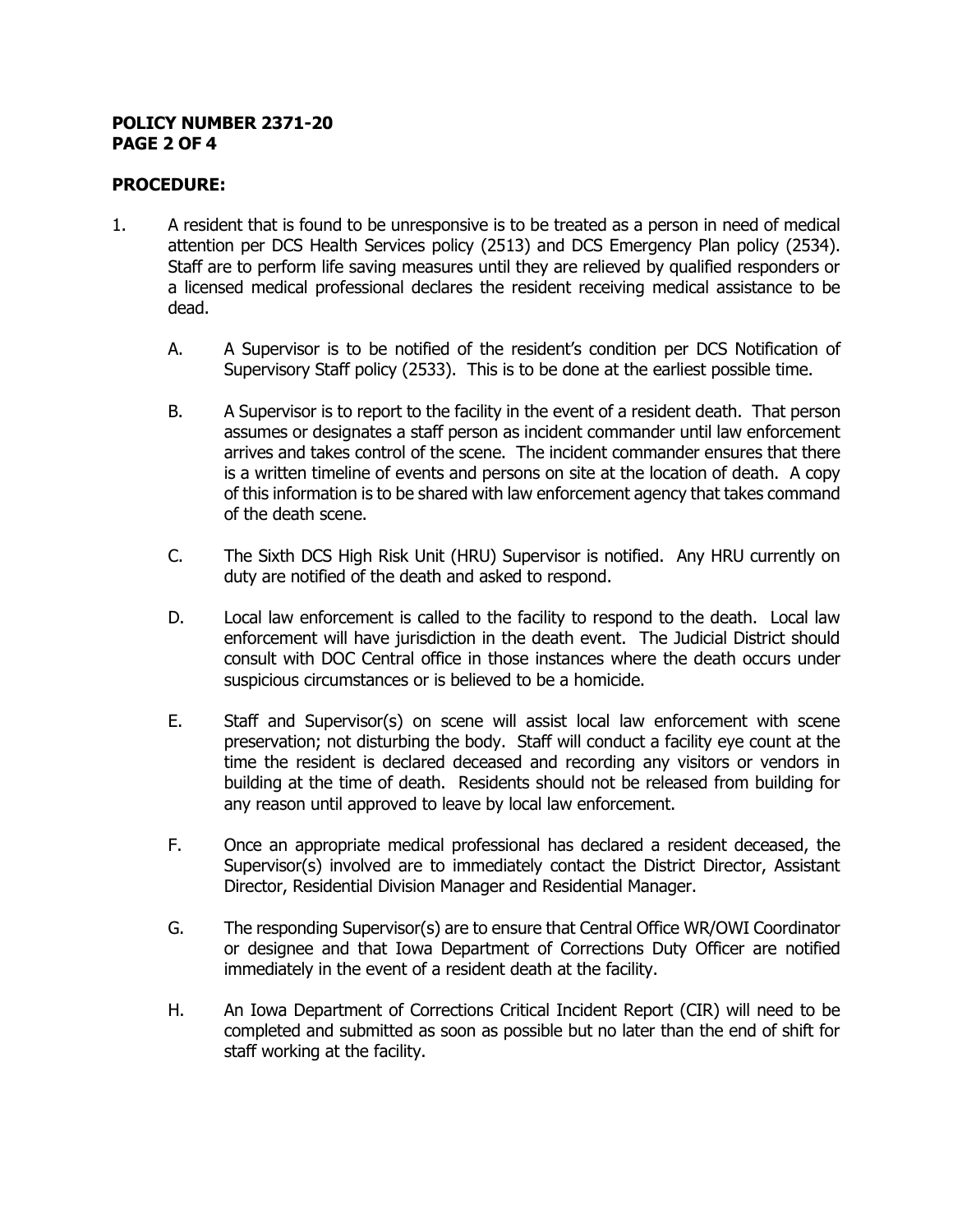## PROCEDURE:

1. A resident that is found to be unresponsive is to be treated as a person in need of medical attention per DCS Health Services policy (2513) and DCS Emergency Plan policy (2534). Staff are to perform life saving measures until they are relieved by qualified responders or a licensed medical professional declares the resident receiving medical assistance to be dead.

   A. A Supervisor is to be notified of the resident's condition per DCS Notification of Supervisory Staff policy (2533). This is to be done at the earliest possible time.

   B. A Supervisor is to report to the facility in the event of a resident death. That person assumes or designates a staff person as incident commander until law enforcement arrives and takes control of the scene. The incident commander ensures that there is a written timeline of events and persons on site at the location of death. A copy of this information is to be shared with law enforcement agency that takes command of the death scene.

   C. The Sixth DCS High Risk Unit (HRU) Supervisor is notified. Any HRU currently on duty are notified of the death and asked to respond.

   D. Local law enforcement is called to the facility to respond to the death. Local law enforcement will have jurisdiction in the death event. The Judicial District should consult with DOC Central office in those instances where the death occurs under suspicious circumstances or is believed to be a homicide.

   E. Staff and Supervisor(s) on scene will assist local law enforcement with scene preservation; not disturbing the body. Staff will conduct a facility eye count at the time the resident is declared deceased and recording any visitors or vendors in building at the time of death. Residents should not be released from building for any reason until approved to leave by local law enforcement.

   F. Once an appropriate medical professional has declared a resident deceased, the Supervisor(s) involved are to immediately contact the District Director, Assistant Director, Residential Division Manager and Residential Manager.

   G. The responding Supervisor(s) are to ensure that Central Office WR/OWI Coordinator or designee and that Iowa Department of Corrections Duty Officer are notified immediately in the event of a resident death at the facility.

   H. An Iowa Department of Corrections Critical Incident Report (CIR) will need to be completed and submitted as soon as possible but no later than the end of shift for staff working at the facility.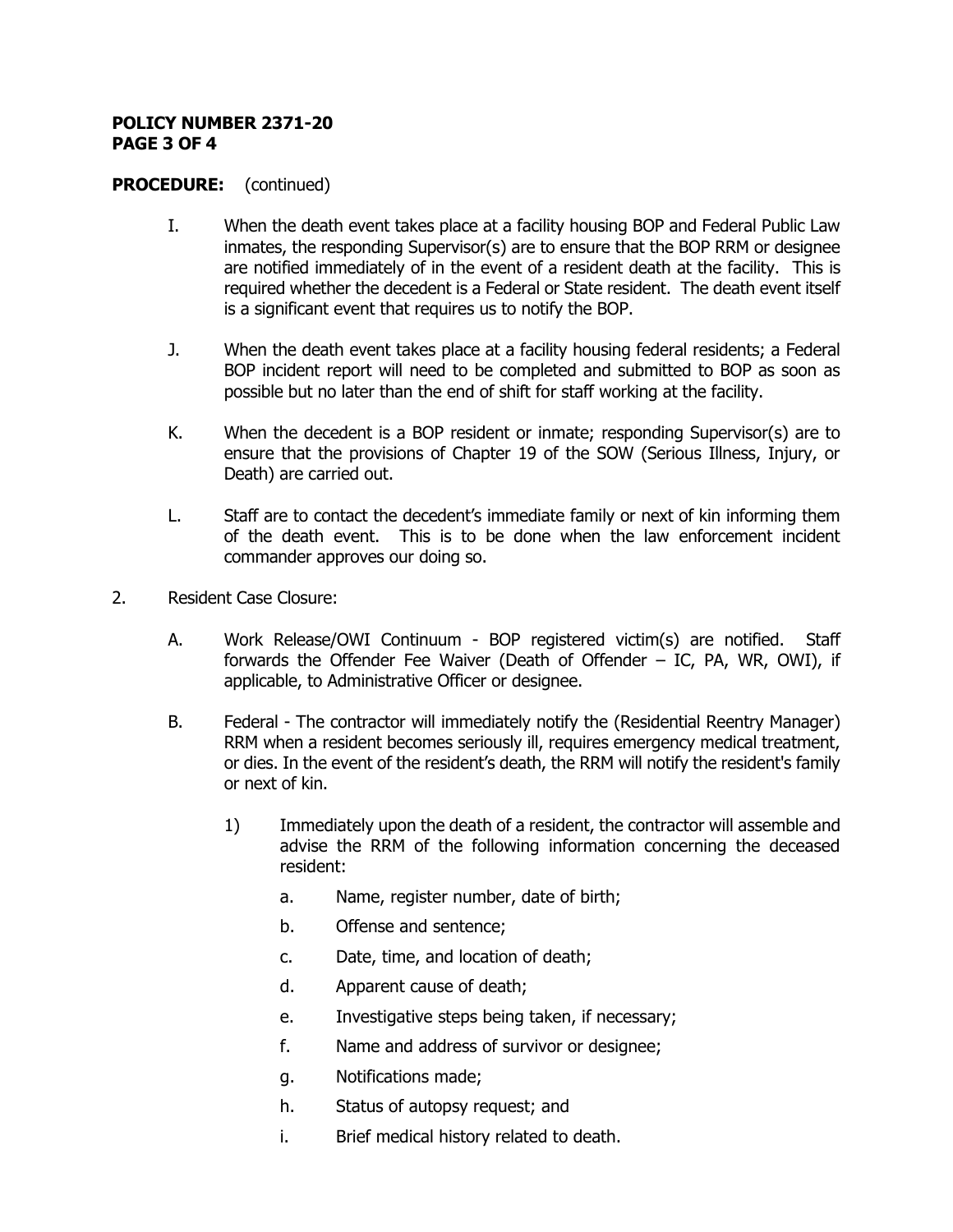**PROCEDURE:** (continued)

I. When the death event takes place at a facility housing BOP and Federal Public Law inmates, the responding Supervisor(s) are to ensure that the BOP RRM or designee are notified immediately of in the event of a resident death at the facility. This is required whether the decedent is a Federal or State resident. The death event itself is a significant event that requires us to notify the BOP.

J. When the death event takes place at a facility housing federal residents; a Federal BOP incident report will need to be completed and submitted to BOP as soon as possible but no later than the end of shift for staff working at the facility.

K. When the decedent is a BOP resident or inmate; responding Supervisor(s) are to ensure that the provisions of Chapter 19 of the SOW (Serious Illness, Injury, or Death) are carried out.

L. Staff are to contact the decedent's immediate family or next of kin informing them of the death event. This is to be done when the law enforcement incident commander approves our doing so.

2. Resident Case Closure:

   A. Work Release/OWI Continuum - BOP registered victim(s) are notified. Staff forwards the Offender Fee Waiver (Death of Offender – IC, PA, WR, OWI), if applicable, to Administrative Officer or designee.

   B. Federal - The contractor will immediately notify the (Residential Reentry Manager) RRM when a resident becomes seriously ill, requires emergency medical treatment, or dies. In the event of the resident's death, the RRM will notify the resident's family or next of kin.

      1) Immediately upon the death of a resident, the contractor will assemble and advise the RRM of the following information concerning the deceased resident:

         a. Name, register number, date of birth;
         b. Offense and sentence;
         c. Date, time, and location of death;
         d. Apparent cause of death;
         e. Investigative steps being taken, if necessary;
         f. Name and address of survivor or designee;
         g. Notifications made;
         h. Status of autopsy request; and
         i. Brief medical history related to death.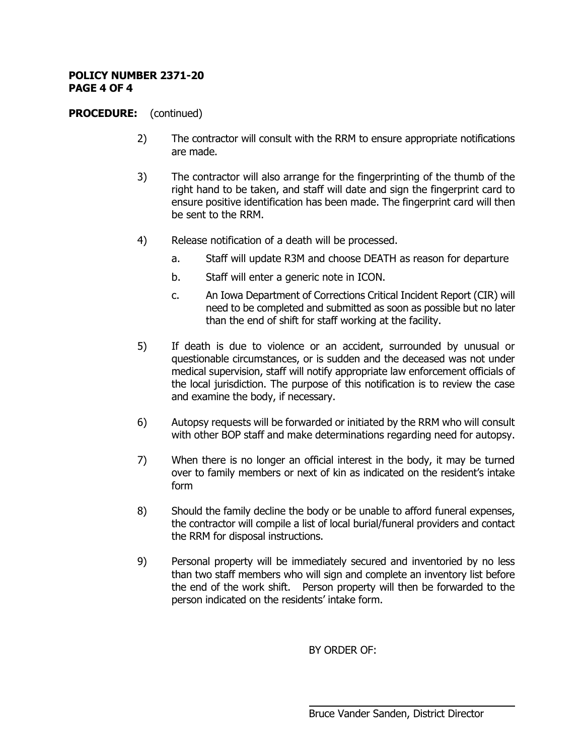**POLICY NUMBER 2371-20**
**PAGE 4 OF 4**

**PROCEDURE:** (continued)

2) The contractor will consult with the RRM to ensure appropriate notifications are made.

3) The contractor will also arrange for the fingerprinting of the thumb of the right hand to be taken, and staff will date and sign the fingerprint card to ensure positive identification has been made. The fingerprint card will then be sent to the RRM.

4) Release notification of a death will be processed.

   a. Staff will update R3M and choose DEATH as reason for departure

   b. Staff will enter a generic note in ICON.

   c. An Iowa Department of Corrections Critical Incident Report (CIR) will need to be completed and submitted as soon as possible but no later than the end of shift for staff working at the facility.

5) If death is due to violence or an accident, surrounded by unusual or questionable circumstances, or is sudden and the deceased was not under medical supervision, staff will notify appropriate law enforcement officials of the local jurisdiction. The purpose of this notification is to review the case and examine the body, if necessary.

6) Autopsy requests will be forwarded or initiated by the RRM who will consult with other BOP staff and make determinations regarding need for autopsy.

7) When there is no longer an official interest in the body, it may be turned over to family members or next of kin as indicated on the resident's intake form

8) Should the family decline the body or be unable to afford funeral expenses, the contractor will compile a list of local burial/funeral providers and contact the RRM for disposal instructions.

9) Personal property will be immediately secured and inventoried by no less than two staff members who will sign and complete an inventory list before the end of the work shift. Person property will then be forwarded to the person indicated on the residents' intake form.

BY ORDER OF:

Bruce Vander Sanden, District Director